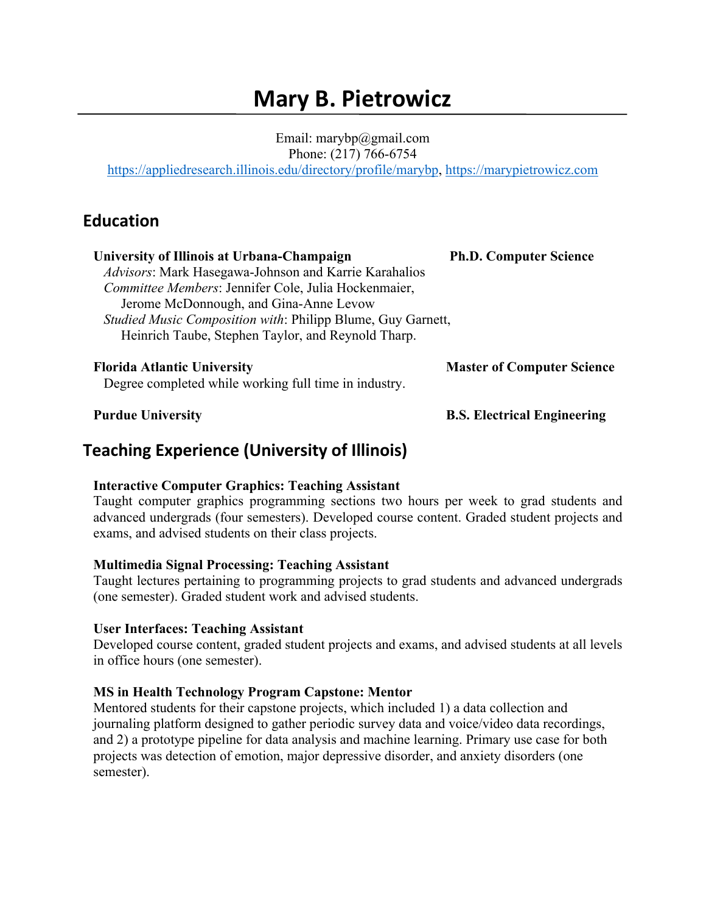# Mary B. Pietrowicz

Email: marybp@gmail.com
Phone: (217) 766-6754
https://appliedresearch.illinois.edu/directory/profile/marybp, https://marypietrowicz.com

## Education

**University of Illinois at Urbana-Champaign** — **Ph.D. Computer Science**
*Advisors*: Mark Hasegawa-Johnson and Karrie Karahalios
*Committee Members*: Jennifer Cole, Julia Hockenmaier, Jerome McDonnough, and Gina-Anne Levow
*Studied Music Composition with*: Philipp Blume, Guy Garnett, Heinrich Taube, Stephen Taylor, and Reynold Tharp.

**Florida Atlantic University** — **Master of Computer Science**
Degree completed while working full time in industry.

**Purdue University** — **B.S. Electrical Engineering**

## Teaching Experience (University of Illinois)

**Interactive Computer Graphics: Teaching Assistant**
Taught computer graphics programming sections two hours per week to grad students and advanced undergrads (four semesters). Developed course content. Graded student projects and exams, and advised students on their class projects.

**Multimedia Signal Processing: Teaching Assistant**
Taught lectures pertaining to programming projects to grad students and advanced undergrads (one semester). Graded student work and advised students.

**User Interfaces: Teaching Assistant**
Developed course content, graded student projects and exams, and advised students at all levels in office hours (one semester).

**MS in Health Technology Program Capstone: Mentor**
Mentored students for their capstone projects, which included 1) a data collection and journaling platform designed to gather periodic survey data and voice/video data recordings, and 2) a prototype pipeline for data analysis and machine learning. Primary use case for both projects was detection of emotion, major depressive disorder, and anxiety disorders (one semester).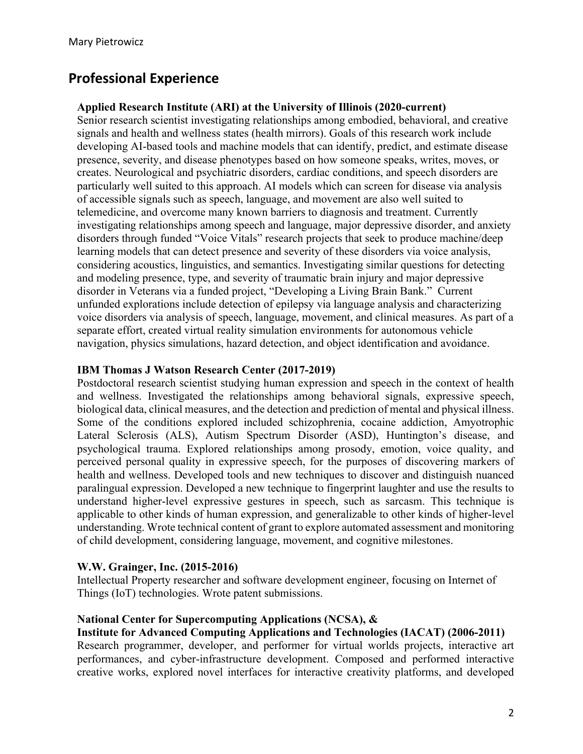## Professional Experience

**Applied Research Institute (ARI) at the University of Illinois (2020-current)**
Senior research scientist investigating relationships among embodied, behavioral, and creative signals and health and wellness states (health mirrors). Goals of this research work include developing AI-based tools and machine models that can identify, predict, and estimate disease presence, severity, and disease phenotypes based on how someone speaks, writes, moves, or creates. Neurological and psychiatric disorders, cardiac conditions, and speech disorders are particularly well suited to this approach. AI models which can screen for disease via analysis of accessible signals such as speech, language, and movement are also well suited to telemedicine, and overcome many known barriers to diagnosis and treatment. Currently investigating relationships among speech and language, major depressive disorder, and anxiety disorders through funded "Voice Vitals" research projects that seek to produce machine/deep learning models that can detect presence and severity of these disorders via voice analysis, considering acoustics, linguistics, and semantics. Investigating similar questions for detecting and modeling presence, type, and severity of traumatic brain injury and major depressive disorder in Veterans via a funded project, "Developing a Living Brain Bank." Current unfunded explorations include detection of epilepsy via language analysis and characterizing voice disorders via analysis of speech, language, movement, and clinical measures. As part of a separate effort, created virtual reality simulation environments for autonomous vehicle navigation, physics simulations, hazard detection, and object identification and avoidance.

**IBM Thomas J Watson Research Center (2017-2019)**
Postdoctoral research scientist studying human expression and speech in the context of health and wellness. Investigated the relationships among behavioral signals, expressive speech, biological data, clinical measures, and the detection and prediction of mental and physical illness. Some of the conditions explored included schizophrenia, cocaine addiction, Amyotrophic Lateral Sclerosis (ALS), Autism Spectrum Disorder (ASD), Huntington's disease, and psychological trauma. Explored relationships among prosody, emotion, voice quality, and perceived personal quality in expressive speech, for the purposes of discovering markers of health and wellness. Developed tools and new techniques to discover and distinguish nuanced paralingual expression. Developed a new technique to fingerprint laughter and use the results to understand higher-level expressive gestures in speech, such as sarcasm. This technique is applicable to other kinds of human expression, and generalizable to other kinds of higher-level understanding. Wrote technical content of grant to explore automated assessment and monitoring of child development, considering language, movement, and cognitive milestones.

**W.W. Grainger, Inc. (2015-2016)**
Intellectual Property researcher and software development engineer, focusing on Internet of Things (IoT) technologies. Wrote patent submissions.

**National Center for Supercomputing Applications (NCSA), &**
**Institute for Advanced Computing Applications and Technologies (IACAT) (2006-2011)**
Research programmer, developer, and performer for virtual worlds projects, interactive art performances, and cyber-infrastructure development. Composed and performed interactive creative works, explored novel interfaces for interactive creativity platforms, and developed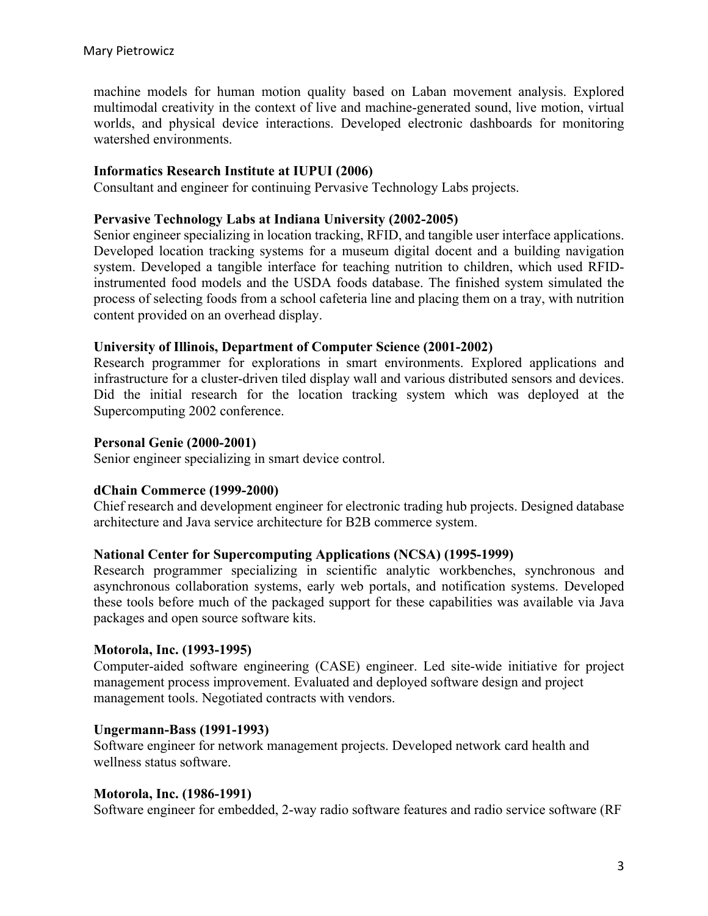machine models for human motion quality based on Laban movement analysis. Explored multimodal creativity in the context of live and machine-generated sound, live motion, virtual worlds, and physical device interactions. Developed electronic dashboards for monitoring watershed environments.

**Informatics Research Institute at IUPUI (2006)**
Consultant and engineer for continuing Pervasive Technology Labs projects.

**Pervasive Technology Labs at Indiana University (2002-2005)**
Senior engineer specializing in location tracking, RFID, and tangible user interface applications. Developed location tracking systems for a museum digital docent and a building navigation system. Developed a tangible interface for teaching nutrition to children, which used RFID-instrumented food models and the USDA foods database. The finished system simulated the process of selecting foods from a school cafeteria line and placing them on a tray, with nutrition content provided on an overhead display.

**University of Illinois, Department of Computer Science (2001-2002)**
Research programmer for explorations in smart environments. Explored applications and infrastructure for a cluster-driven tiled display wall and various distributed sensors and devices. Did the initial research for the location tracking system which was deployed at the Supercomputing 2002 conference.

**Personal Genie (2000-2001)**
Senior engineer specializing in smart device control.

**dChain Commerce (1999-2000)**
Chief research and development engineer for electronic trading hub projects. Designed database architecture and Java service architecture for B2B commerce system.

**National Center for Supercomputing Applications (NCSA) (1995-1999)**
Research programmer specializing in scientific analytic workbenches, synchronous and asynchronous collaboration systems, early web portals, and notification systems. Developed these tools before much of the packaged support for these capabilities was available via Java packages and open source software kits.

**Motorola, Inc. (1993-1995)**
Computer-aided software engineering (CASE) engineer. Led site-wide initiative for project management process improvement. Evaluated and deployed software design and project management tools. Negotiated contracts with vendors.

**Ungermann-Bass (1991-1993)**
Software engineer for network management projects. Developed network card health and wellness status software.

**Motorola, Inc. (1986-1991)**
Software engineer for embedded, 2-way radio software features and radio service software (RF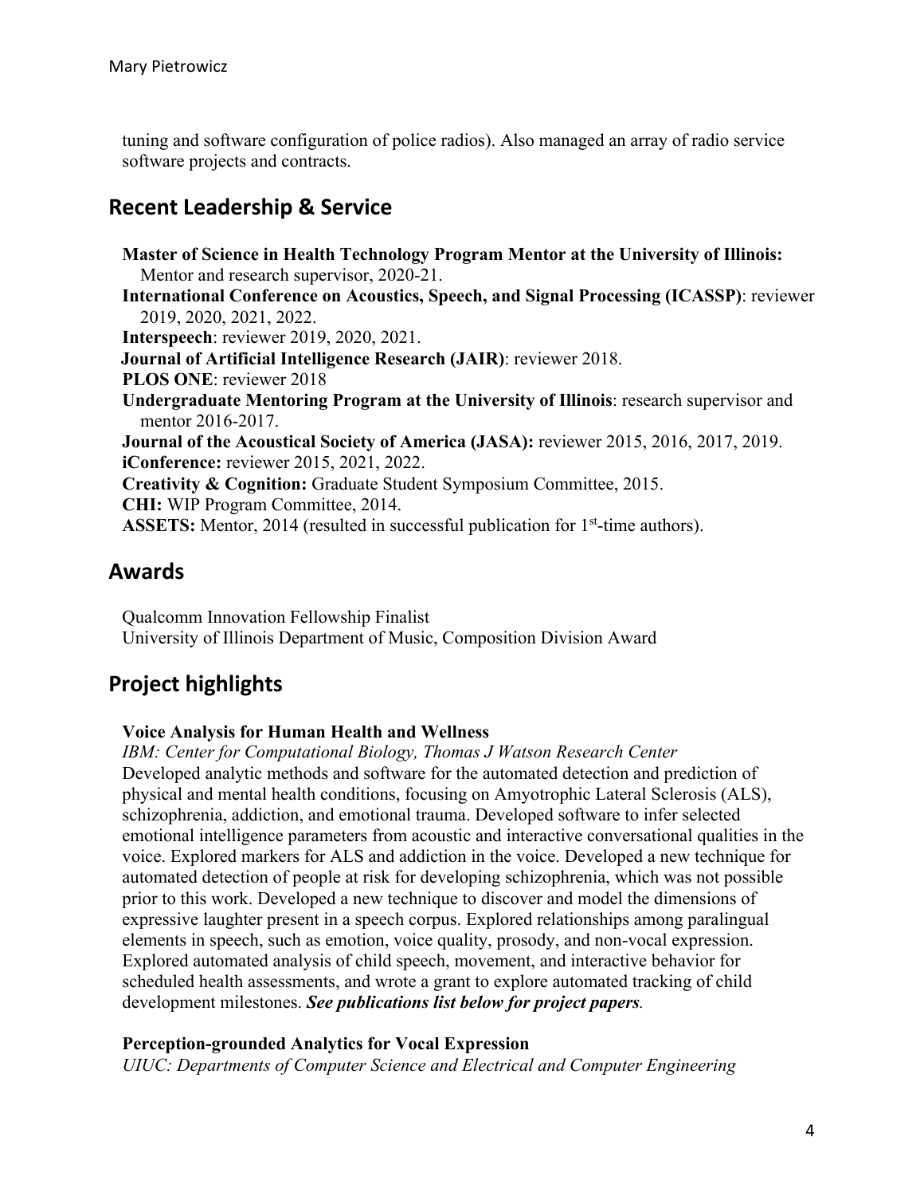tuning and software configuration of police radios). Also managed an array of radio service software projects and contracts.

## Recent Leadership & Service

**Master of Science in Health Technology Program Mentor at the University of Illinois:** Mentor and research supervisor, 2020-21.
**International Conference on Acoustics, Speech, and Signal Processing (ICASSP)**: reviewer 2019, 2020, 2021, 2022.
**Interspeech**: reviewer 2019, 2020, 2021.
**Journal of Artificial Intelligence Research (JAIR)**: reviewer 2018.
**PLOS ONE**: reviewer 2018
**Undergraduate Mentoring Program at the University of Illinois**: research supervisor and mentor 2016-2017.
**Journal of the Acoustical Society of America (JASA):** reviewer 2015, 2016, 2017, 2019.
**iConference:** reviewer 2015, 2021, 2022.
**Creativity & Cognition:** Graduate Student Symposium Committee, 2015.
**CHI:** WIP Program Committee, 2014.
**ASSETS:** Mentor, 2014 (resulted in successful publication for 1st-time authors).

## Awards

Qualcomm Innovation Fellowship Finalist
University of Illinois Department of Music, Composition Division Award

## Project highlights

**Voice Analysis for Human Health and Wellness**
*IBM: Center for Computational Biology, Thomas J Watson Research Center*
Developed analytic methods and software for the automated detection and prediction of physical and mental health conditions, focusing on Amyotrophic Lateral Sclerosis (ALS), schizophrenia, addiction, and emotional trauma. Developed software to infer selected emotional intelligence parameters from acoustic and interactive conversational qualities in the voice. Explored markers for ALS and addiction in the voice. Developed a new technique for automated detection of people at risk for developing schizophrenia, which was not possible prior to this work. Developed a new technique to discover and model the dimensions of expressive laughter present in a speech corpus. Explored relationships among paralingual elements in speech, such as emotion, voice quality, prosody, and non-vocal expression. Explored automated analysis of child speech, movement, and interactive behavior for scheduled health assessments, and wrote a grant to explore automated tracking of child development milestones. ***See publications list below for project papers***.

**Perception-grounded Analytics for Vocal Expression**
*UIUC: Departments of Computer Science and Electrical and Computer Engineering*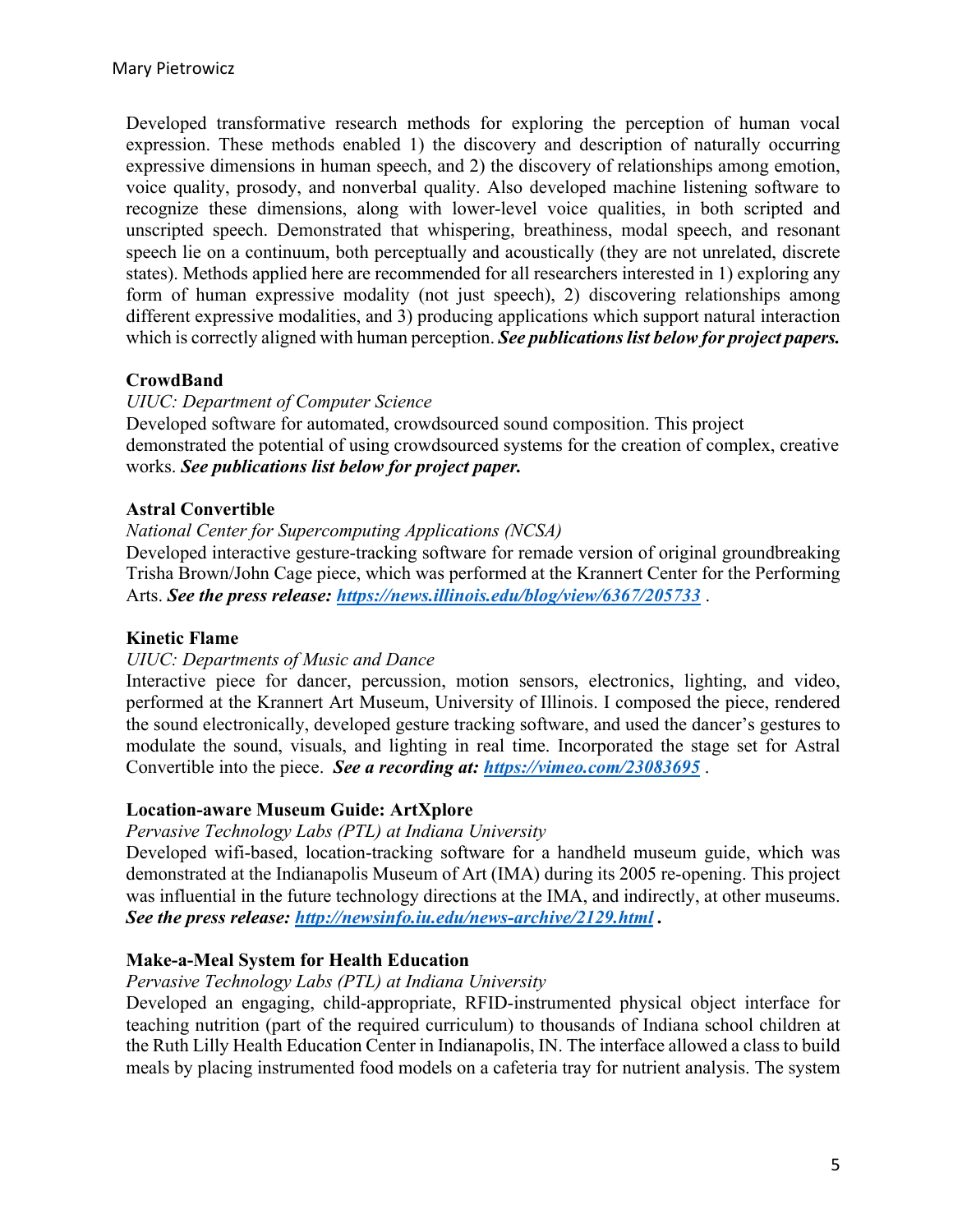Developed transformative research methods for exploring the perception of human vocal expression. These methods enabled 1) the discovery and description of naturally occurring expressive dimensions in human speech, and 2) the discovery of relationships among emotion, voice quality, prosody, and nonverbal quality. Also developed machine listening software to recognize these dimensions, along with lower-level voice qualities, in both scripted and unscripted speech. Demonstrated that whispering, breathiness, modal speech, and resonant speech lie on a continuum, both perceptually and acoustically (they are not unrelated, discrete states). Methods applied here are recommended for all researchers interested in 1) exploring any form of human expressive modality (not just speech), 2) discovering relationships among different expressive modalities, and 3) producing applications which support natural interaction which is correctly aligned with human perception. ***See publications list below for project papers.***

**CrowdBand**

*UIUC: Department of Computer Science*

Developed software for automated, crowdsourced sound composition. This project demonstrated the potential of using crowdsourced systems for the creation of complex, creative works. ***See publications list below for project paper.***

**Astral Convertible**

*National Center for Supercomputing Applications (NCSA)*

Developed interactive gesture-tracking software for remade version of original groundbreaking Trisha Brown/John Cage piece, which was performed at the Krannert Center for the Performing Arts. ***See the press release: [https://news.illinois.edu/blog/view/6367/205733](https://news.illinois.edu/blog/view/6367/205733)*** .

**Kinetic Flame**

*UIUC: Departments of Music and Dance*

Interactive piece for dancer, percussion, motion sensors, electronics, lighting, and video, performed at the Krannert Art Museum, University of Illinois. I composed the piece, rendered the sound electronically, developed gesture tracking software, and used the dancer's gestures to modulate the sound, visuals, and lighting in real time. Incorporated the stage set for Astral Convertible into the piece. ***See a recording at: [https://vimeo.com/23083695](https://vimeo.com/23083695)*** .

**Location-aware Museum Guide: ArtXplore**

*Pervasive Technology Labs (PTL) at Indiana University*

Developed wifi-based, location-tracking software for a handheld museum guide, which was demonstrated at the Indianapolis Museum of Art (IMA) during its 2005 re-opening. This project was influential in the future technology directions at the IMA, and indirectly, at other museums. ***See the press release: [http://newsinfo.iu.edu/news-archive/2129.html](http://newsinfo.iu.edu/news-archive/2129.html) .***

**Make-a-Meal System for Health Education**

*Pervasive Technology Labs (PTL) at Indiana University*

Developed an engaging, child-appropriate, RFID-instrumented physical object interface for teaching nutrition (part of the required curriculum) to thousands of Indiana school children at the Ruth Lilly Health Education Center in Indianapolis, IN. The interface allowed a class to build meals by placing instrumented food models on a cafeteria tray for nutrient analysis. The system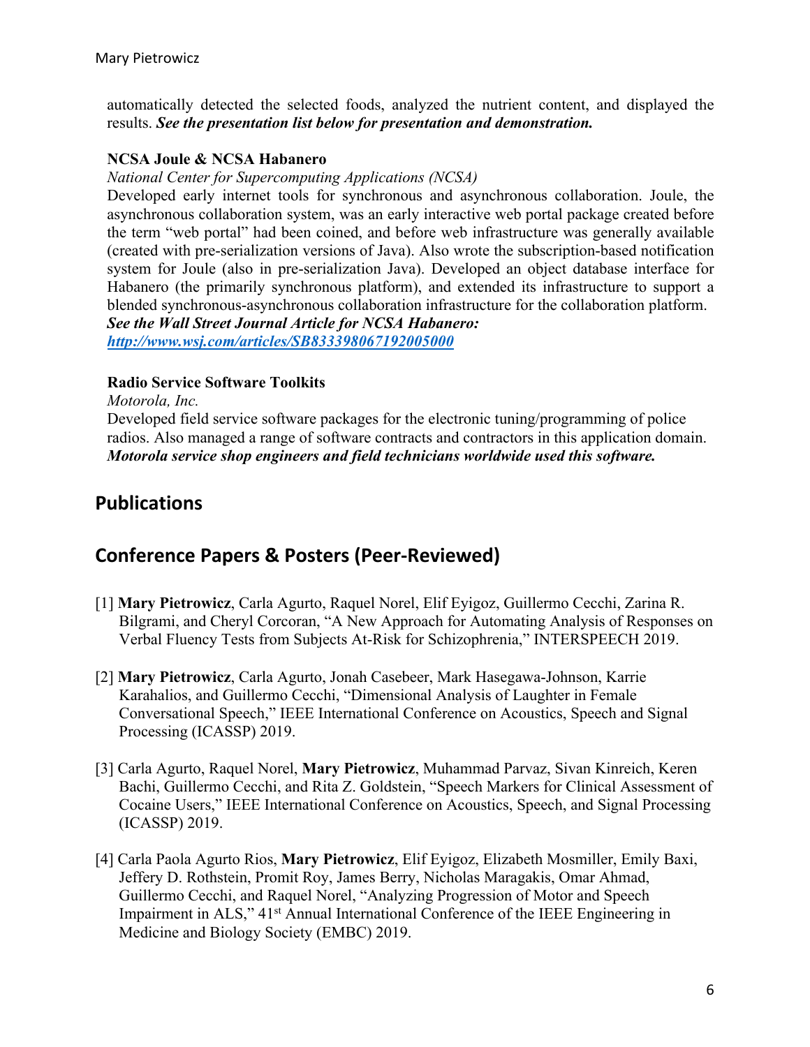automatically detected the selected foods, analyzed the nutrient content, and displayed the results. ***See the presentation list below for presentation and demonstration.***

**NCSA Joule & NCSA Habanero**

*National Center for Supercomputing Applications (NCSA)*

Developed early internet tools for synchronous and asynchronous collaboration. Joule, the asynchronous collaboration system, was an early interactive web portal package created before the term "web portal" had been coined, and before web infrastructure was generally available (created with pre-serialization versions of Java). Also wrote the subscription-based notification system for Joule (also in pre-serialization Java). Developed an object database interface for Habanero (the primarily synchronous platform), and extended its infrastructure to support a blended synchronous-asynchronous collaboration infrastructure for the collaboration platform.
***See the Wall Street Journal Article for NCSA Habanero:***
***http://www.wsj.com/articles/SB833398067192005000***

**Radio Service Software Toolkits**

*Motorola, Inc.*

Developed field service software packages for the electronic tuning/programming of police radios. Also managed a range of software contracts and contractors in this application domain.
***Motorola service shop engineers and field technicians worldwide used this software.***

## Publications

## Conference Papers & Posters (Peer-Reviewed)

[1] **Mary Pietrowicz**, Carla Agurto, Raquel Norel, Elif Eyigoz, Guillermo Cecchi, Zarina R. Bilgrami, and Cheryl Corcoran, "A New Approach for Automating Analysis of Responses on Verbal Fluency Tests from Subjects At-Risk for Schizophrenia," INTERSPEECH 2019.

[2] **Mary Pietrowicz**, Carla Agurto, Jonah Casebeer, Mark Hasegawa-Johnson, Karrie Karahalios, and Guillermo Cecchi, "Dimensional Analysis of Laughter in Female Conversational Speech," IEEE International Conference on Acoustics, Speech and Signal Processing (ICASSP) 2019.

[3] Carla Agurto, Raquel Norel, **Mary Pietrowicz**, Muhammad Parvaz, Sivan Kinreich, Keren Bachi, Guillermo Cecchi, and Rita Z. Goldstein, "Speech Markers for Clinical Assessment of Cocaine Users," IEEE International Conference on Acoustics, Speech, and Signal Processing (ICASSP) 2019.

[4] Carla Paola Agurto Rios, **Mary Pietrowicz**, Elif Eyigoz, Elizabeth Mosmiller, Emily Baxi, Jeffery D. Rothstein, Promit Roy, James Berry, Nicholas Maragakis, Omar Ahmad, Guillermo Cecchi, and Raquel Norel, "Analyzing Progression of Motor and Speech Impairment in ALS," 41st Annual International Conference of the IEEE Engineering in Medicine and Biology Society (EMBC) 2019.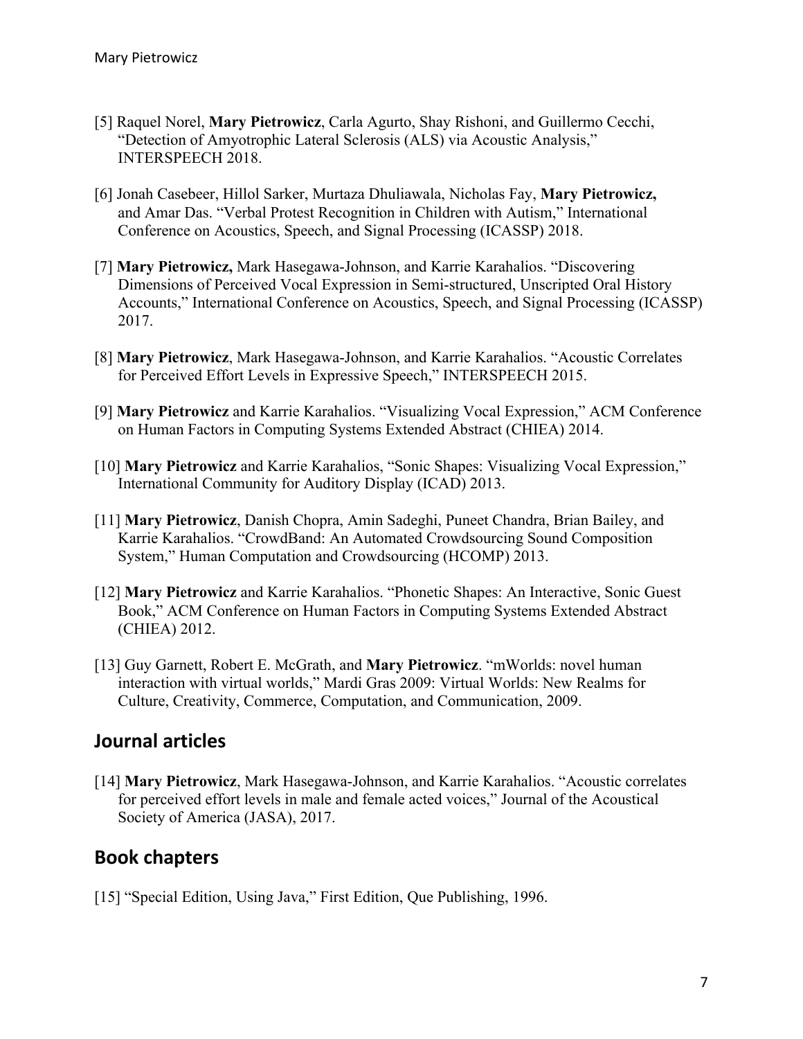[5] Raquel Norel, **Mary Pietrowicz**, Carla Agurto, Shay Rishoni, and Guillermo Cecchi, "Detection of Amyotrophic Lateral Sclerosis (ALS) via Acoustic Analysis," INTERSPEECH 2018.

[6] Jonah Casebeer, Hillol Sarker, Murtaza Dhuliawala, Nicholas Fay, **Mary Pietrowicz,** and Amar Das. "Verbal Protest Recognition in Children with Autism," International Conference on Acoustics, Speech, and Signal Processing (ICASSP) 2018.

[7] **Mary Pietrowicz,** Mark Hasegawa-Johnson, and Karrie Karahalios. "Discovering Dimensions of Perceived Vocal Expression in Semi-structured, Unscripted Oral History Accounts," International Conference on Acoustics, Speech, and Signal Processing (ICASSP) 2017.

[8] **Mary Pietrowicz**, Mark Hasegawa-Johnson, and Karrie Karahalios. "Acoustic Correlates for Perceived Effort Levels in Expressive Speech," INTERSPEECH 2015.

[9] **Mary Pietrowicz** and Karrie Karahalios. "Visualizing Vocal Expression," ACM Conference on Human Factors in Computing Systems Extended Abstract (CHIEA) 2014.

[10] **Mary Pietrowicz** and Karrie Karahalios, "Sonic Shapes: Visualizing Vocal Expression," International Community for Auditory Display (ICAD) 2013.

[11] **Mary Pietrowicz**, Danish Chopra, Amin Sadeghi, Puneet Chandra, Brian Bailey, and Karrie Karahalios. "CrowdBand: An Automated Crowdsourcing Sound Composition System," Human Computation and Crowdsourcing (HCOMP) 2013.

[12] **Mary Pietrowicz** and Karrie Karahalios. "Phonetic Shapes: An Interactive, Sonic Guest Book," ACM Conference on Human Factors in Computing Systems Extended Abstract (CHIEA) 2012.

[13] Guy Garnett, Robert E. McGrath, and **Mary Pietrowicz**. "mWorlds: novel human interaction with virtual worlds," Mardi Gras 2009: Virtual Worlds: New Realms for Culture, Creativity, Commerce, Computation, and Communication, 2009.

## Journal articles

[14] **Mary Pietrowicz**, Mark Hasegawa-Johnson, and Karrie Karahalios. "Acoustic correlates for perceived effort levels in male and female acted voices," Journal of the Acoustical Society of America (JASA), 2017.

## Book chapters

[15] "Special Edition, Using Java," First Edition, Que Publishing, 1996.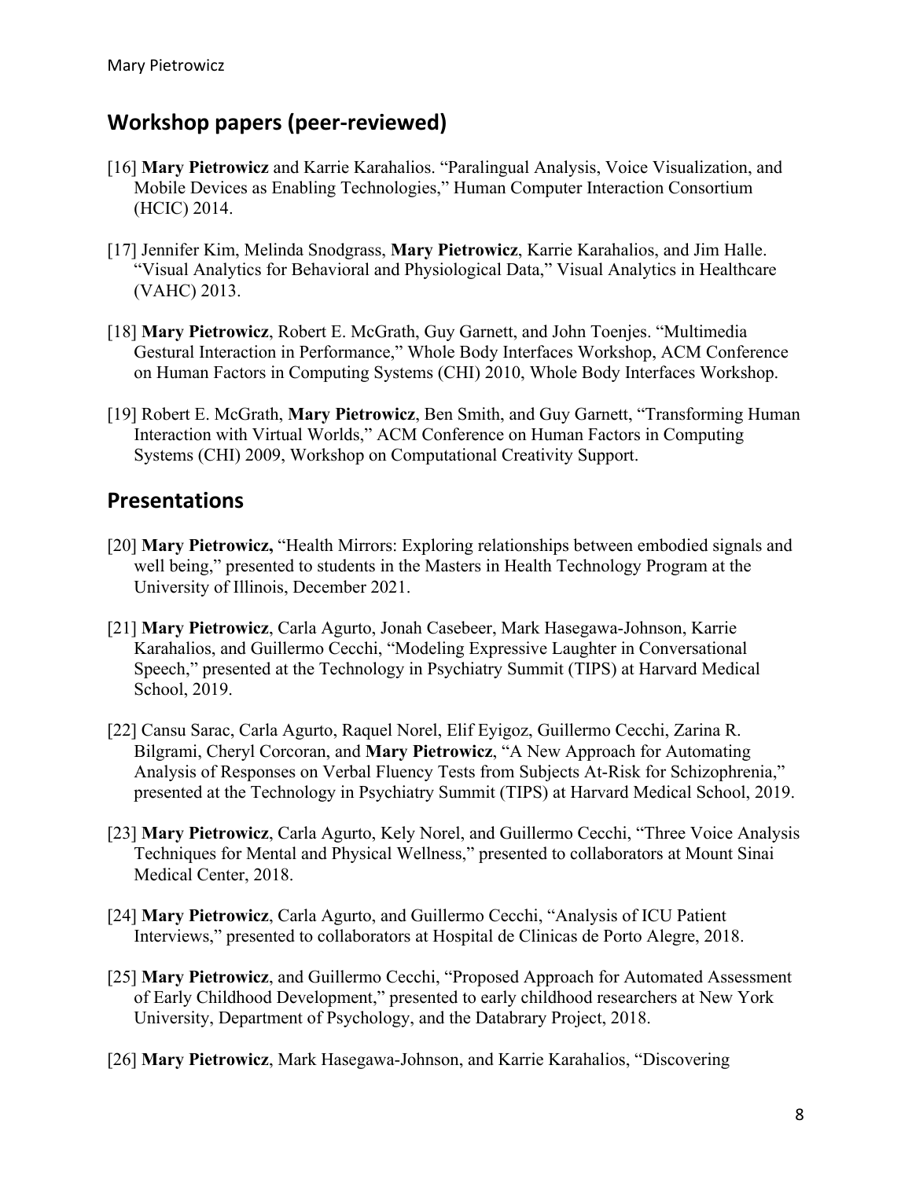## Workshop papers (peer-reviewed)

[16] **Mary Pietrowicz** and Karrie Karahalios. "Paralingual Analysis, Voice Visualization, and Mobile Devices as Enabling Technologies," Human Computer Interaction Consortium (HCIC) 2014.

[17] Jennifer Kim, Melinda Snodgrass, **Mary Pietrowicz**, Karrie Karahalios, and Jim Halle. "Visual Analytics for Behavioral and Physiological Data," Visual Analytics in Healthcare (VAHC) 2013.

[18] **Mary Pietrowicz**, Robert E. McGrath, Guy Garnett, and John Toenjes. "Multimedia Gestural Interaction in Performance," Whole Body Interfaces Workshop, ACM Conference on Human Factors in Computing Systems (CHI) 2010, Whole Body Interfaces Workshop.

[19] Robert E. McGrath, **Mary Pietrowicz**, Ben Smith, and Guy Garnett, "Transforming Human Interaction with Virtual Worlds," ACM Conference on Human Factors in Computing Systems (CHI) 2009, Workshop on Computational Creativity Support.

## Presentations

[20] **Mary Pietrowicz,** "Health Mirrors: Exploring relationships between embodied signals and well being," presented to students in the Masters in Health Technology Program at the University of Illinois, December 2021.

[21] **Mary Pietrowicz**, Carla Agurto, Jonah Casebeer, Mark Hasegawa-Johnson, Karrie Karahalios, and Guillermo Cecchi, "Modeling Expressive Laughter in Conversational Speech," presented at the Technology in Psychiatry Summit (TIPS) at Harvard Medical School, 2019.

[22] Cansu Sarac, Carla Agurto, Raquel Norel, Elif Eyigoz, Guillermo Cecchi, Zarina R. Bilgrami, Cheryl Corcoran, and **Mary Pietrowicz**, "A New Approach for Automating Analysis of Responses on Verbal Fluency Tests from Subjects At-Risk for Schizophrenia," presented at the Technology in Psychiatry Summit (TIPS) at Harvard Medical School, 2019.

[23] **Mary Pietrowicz**, Carla Agurto, Kely Norel, and Guillermo Cecchi, "Three Voice Analysis Techniques for Mental and Physical Wellness," presented to collaborators at Mount Sinai Medical Center, 2018.

[24] **Mary Pietrowicz**, Carla Agurto, and Guillermo Cecchi, "Analysis of ICU Patient Interviews," presented to collaborators at Hospital de Clinicas de Porto Alegre, 2018.

[25] **Mary Pietrowicz**, and Guillermo Cecchi, "Proposed Approach for Automated Assessment of Early Childhood Development," presented to early childhood researchers at New York University, Department of Psychology, and the Databrary Project, 2018.

[26] **Mary Pietrowicz**, Mark Hasegawa-Johnson, and Karrie Karahalios, "Discovering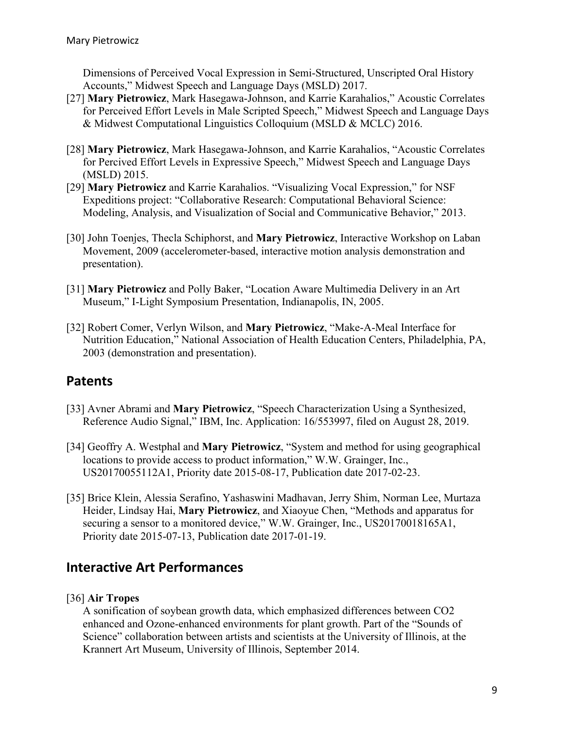Dimensions of Perceived Vocal Expression in Semi-Structured, Unscripted Oral History Accounts," Midwest Speech and Language Days (MSLD) 2017.

[27] **Mary Pietrowicz**, Mark Hasegawa-Johnson, and Karrie Karahalios," Acoustic Correlates for Perceived Effort Levels in Male Scripted Speech," Midwest Speech and Language Days & Midwest Computational Linguistics Colloquium (MSLD & MCLC) 2016.

[28] **Mary Pietrowicz**, Mark Hasegawa-Johnson, and Karrie Karahalios, "Acoustic Correlates for Percived Effort Levels in Expressive Speech," Midwest Speech and Language Days (MSLD) 2015.

[29] **Mary Pietrowicz** and Karrie Karahalios. "Visualizing Vocal Expression," for NSF Expeditions project: "Collaborative Research: Computational Behavioral Science: Modeling, Analysis, and Visualization of Social and Communicative Behavior," 2013.

[30] John Toenjes, Thecla Schiphorst, and **Mary Pietrowicz**, Interactive Workshop on Laban Movement, 2009 (accelerometer-based, interactive motion analysis demonstration and presentation).

[31] **Mary Pietrowicz** and Polly Baker, "Location Aware Multimedia Delivery in an Art Museum," I-Light Symposium Presentation, Indianapolis, IN, 2005.

[32] Robert Comer, Verlyn Wilson, and **Mary Pietrowicz**, "Make-A-Meal Interface for Nutrition Education," National Association of Health Education Centers, Philadelphia, PA, 2003 (demonstration and presentation).

## Patents

[33] Avner Abrami and **Mary Pietrowicz**, "Speech Characterization Using a Synthesized, Reference Audio Signal," IBM, Inc. Application: 16/553997, filed on August 28, 2019.

[34] Geoffry A. Westphal and **Mary Pietrowicz**, "System and method for using geographical locations to provide access to product information," W.W. Grainger, Inc., US20170055112A1, Priority date 2015-08-17, Publication date 2017-02-23.

[35] Brice Klein, Alessia Serafino, Yashaswini Madhavan, Jerry Shim, Norman Lee, Murtaza Heider, Lindsay Hai, **Mary Pietrowicz**, and Xiaoyue Chen, "Methods and apparatus for securing a sensor to a monitored device," W.W. Grainger, Inc., US20170018165A1, Priority date 2015-07-13, Publication date 2017-01-19.

## Interactive Art Performances

[36] **Air Tropes**

A sonification of soybean growth data, which emphasized differences between $CO_2$ enhanced and Ozone-enhanced environments for plant growth. Part of the "Sounds of Science" collaboration between artists and scientists at the University of Illinois, at the Krannert Art Museum, University of Illinois, September 2014.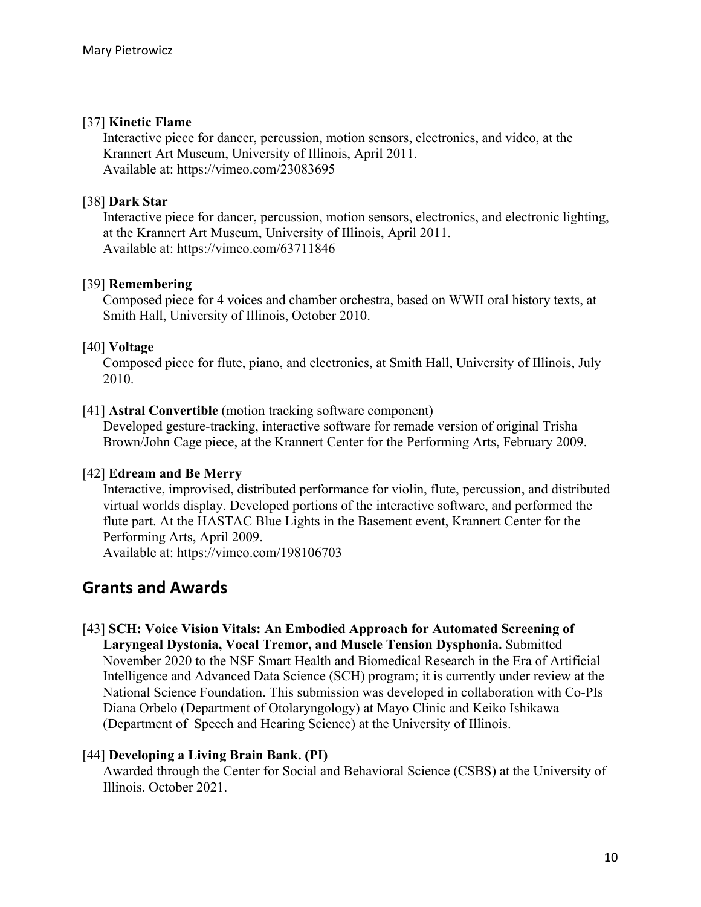[37] **Kinetic Flame**
Interactive piece for dancer, percussion, motion sensors, electronics, and video, at the Krannert Art Museum, University of Illinois, April 2011.
Available at: https://vimeo.com/23083695

[38] **Dark Star**
Interactive piece for dancer, percussion, motion sensors, electronics, and electronic lighting, at the Krannert Art Museum, University of Illinois, April 2011.
Available at: https://vimeo.com/63711846

[39] **Remembering**
Composed piece for 4 voices and chamber orchestra, based on WWII oral history texts, at Smith Hall, University of Illinois, October 2010.

[40] **Voltage**
Composed piece for flute, piano, and electronics, at Smith Hall, University of Illinois, July 2010.

[41] **Astral Convertible** (motion tracking software component)
Developed gesture-tracking, interactive software for remade version of original Trisha Brown/John Cage piece, at the Krannert Center for the Performing Arts, February 2009.

[42] **Edream and Be Merry**
Interactive, improvised, distributed performance for violin, flute, percussion, and distributed virtual worlds display. Developed portions of the interactive software, and performed the flute part. At the HASTAC Blue Lights in the Basement event, Krannert Center for the Performing Arts, April 2009.
Available at: https://vimeo.com/198106703

## Grants and Awards

[43] **SCH: Voice Vision Vitals: An Embodied Approach for Automated Screening of Laryngeal Dystonia, Vocal Tremor, and Muscle Tension Dysphonia.** Submitted November 2020 to the NSF Smart Health and Biomedical Research in the Era of Artificial Intelligence and Advanced Data Science (SCH) program; it is currently under review at the National Science Foundation. This submission was developed in collaboration with Co-PIs Diana Orbelo (Department of Otolaryngology) at Mayo Clinic and Keiko Ishikawa (Department of Speech and Hearing Science) at the University of Illinois.

[44] **Developing a Living Brain Bank. (PI)**
Awarded through the Center for Social and Behavioral Science (CSBS) at the University of Illinois. October 2021.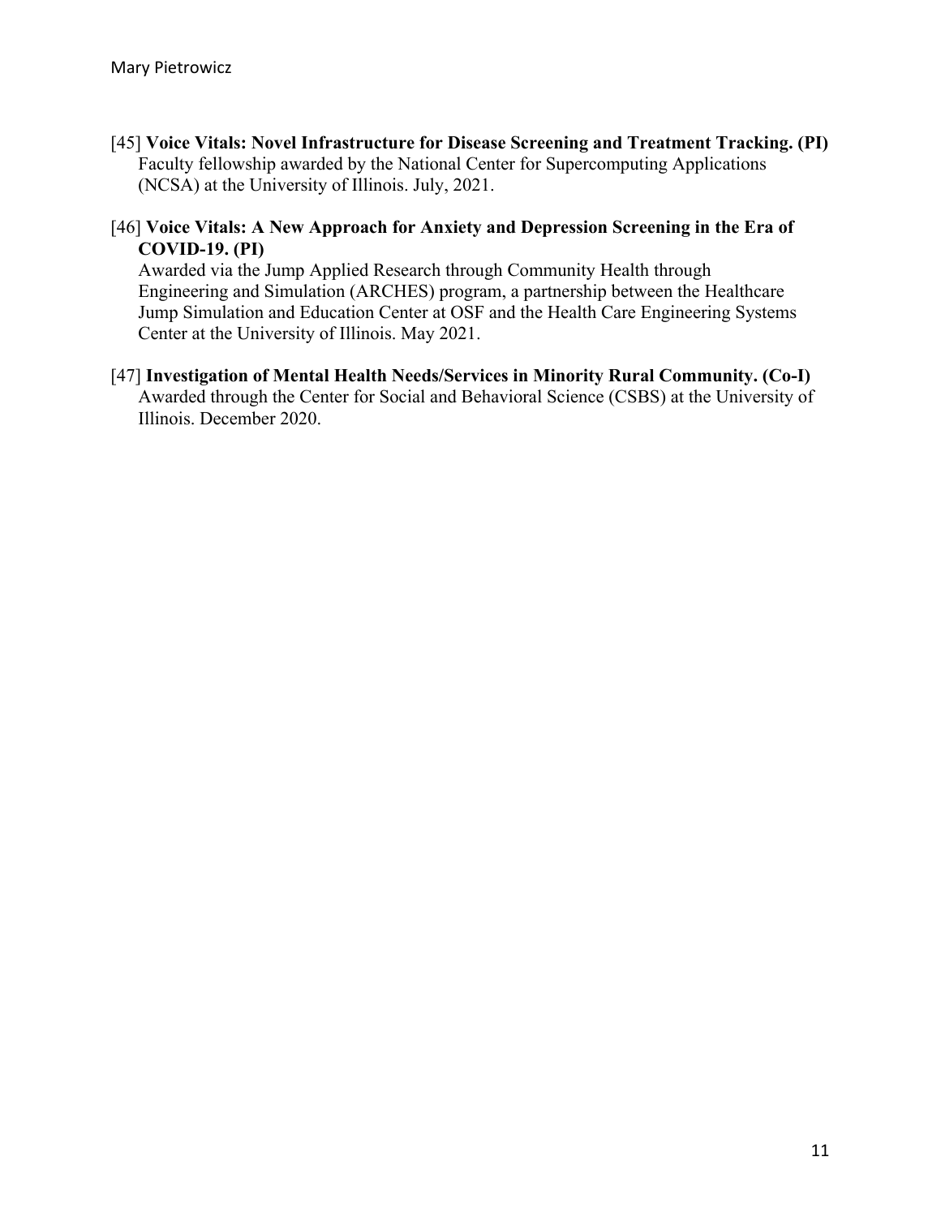[45] **Voice Vitals: Novel Infrastructure for Disease Screening and Treatment Tracking. (PI)**
Faculty fellowship awarded by the National Center for Supercomputing Applications (NCSA) at the University of Illinois. July, 2021.

[46] **Voice Vitals: A New Approach for Anxiety and Depression Screening in the Era of COVID-19. (PI)**
Awarded via the Jump Applied Research through Community Health through Engineering and Simulation (ARCHES) program, a partnership between the Healthcare Jump Simulation and Education Center at OSF and the Health Care Engineering Systems Center at the University of Illinois. May 2021.

[47] **Investigation of Mental Health Needs/Services in Minority Rural Community. (Co-I)**
Awarded through the Center for Social and Behavioral Science (CSBS) at the University of Illinois. December 2020.